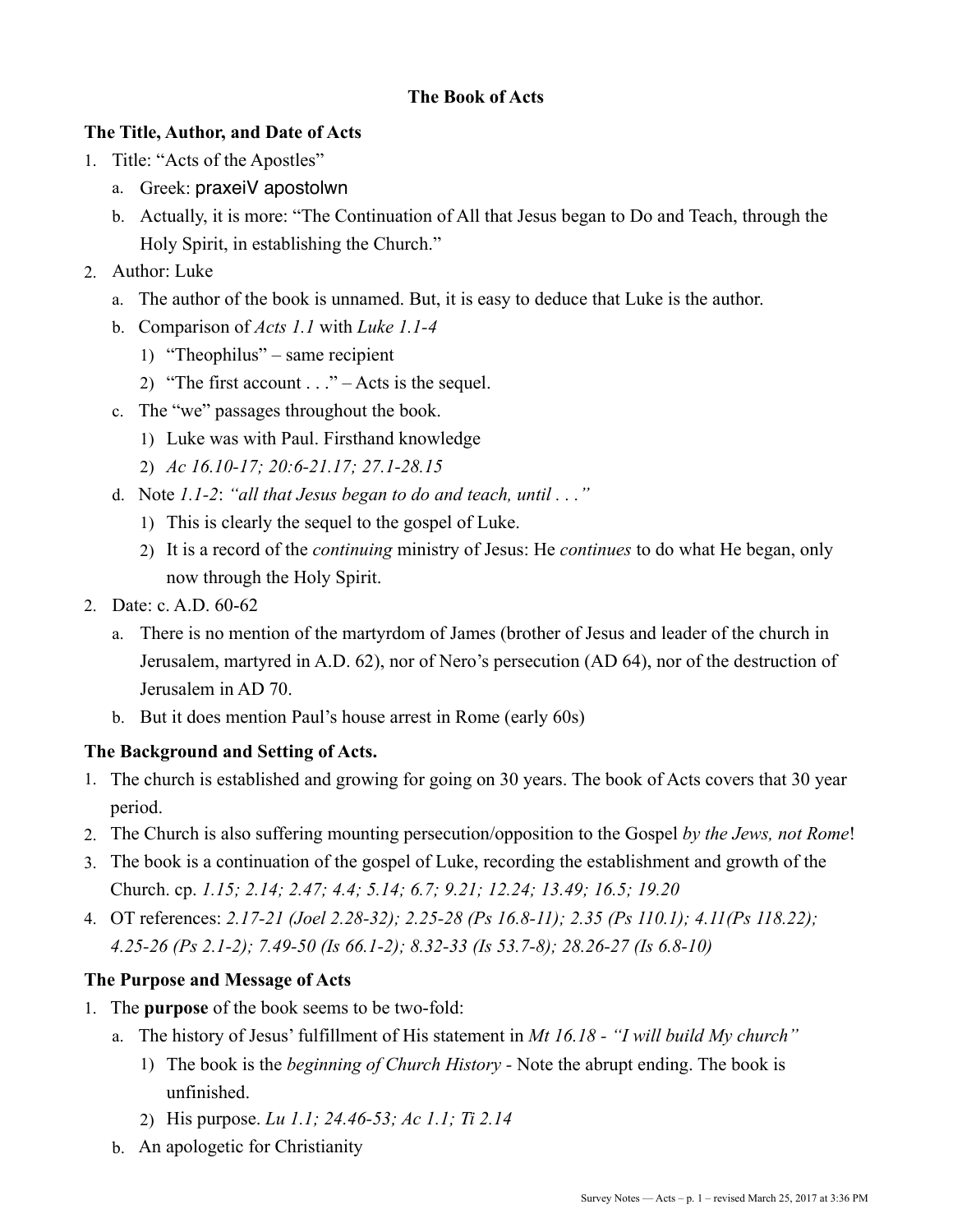# The Book of Acts

## The Title, Author, and Date of Acts

1. Title: "Acts of the Apostles"
   a. Greek: praxeiV apostolwn
   b. Actually, it is more: "The Continuation of All that Jesus began to Do and Teach, through the Holy Spirit, in establishing the Church."
2. Author: Luke
   a. The author of the book is unnamed. But, it is easy to deduce that Luke is the author.
   b. Comparison of *Acts 1.1* with *Luke 1.1-4*
      1) "Theophilus" – same recipient
      2) "The first account . . ." – Acts is the sequel.
   c. The "we" passages throughout the book.
      1) Luke was with Paul. Firsthand knowledge
      2) *Ac 16.10-17; 20:6-21.17; 27.1-28.15*
   d. Note *1.1-2*: *"all that Jesus began to do and teach, until . . ."*
      1) This is clearly the sequel to the gospel of Luke.
      2) It is a record of the *continuing* ministry of Jesus: He *continues* to do what He began, only now through the Holy Spirit.
2. Date: c. A.D. 60-62
   a. There is no mention of the martyrdom of James (brother of Jesus and leader of the church in Jerusalem, martyred in A.D. 62), nor of Nero's persecution (AD 64), nor of the destruction of Jerusalem in AD 70.
   b. But it does mention Paul's house arrest in Rome (early 60s)

## The Background and Setting of Acts.

1. The church is established and growing for going on 30 years. The book of Acts covers that 30 year period.
2. The Church is also suffering mounting persecution/opposition to the Gospel *by the Jews, not Rome*!
3. The book is a continuation of the gospel of Luke, recording the establishment and growth of the Church. cp. *1.15; 2.14; 2.47; 4.4; 5.14; 6.7; 9.21; 12.24; 13.49; 16.5; 19.20*
4. OT references: *2.17-21 (Joel 2.28-32); 2.25-28 (Ps 16.8-11); 2.35 (Ps 110.1); 4.11(Ps 118.22); 4.25-26 (Ps 2.1-2); 7.49-50 (Is 66.1-2); 8.32-33 (Is 53.7-8); 28.26-27 (Is 6.8-10)*

## The Purpose and Message of Acts

1. The **purpose** of the book seems to be two-fold:
   a. The history of Jesus' fulfillment of His statement in *Mt 16.18 - "I will build My church"*
      1) The book is the *beginning of Church History* - Note the abrupt ending. The book is unfinished.
      2) His purpose. *Lu 1.1; 24.46-53; Ac 1.1; Ti 2.14*
   b. An apologetic for Christianity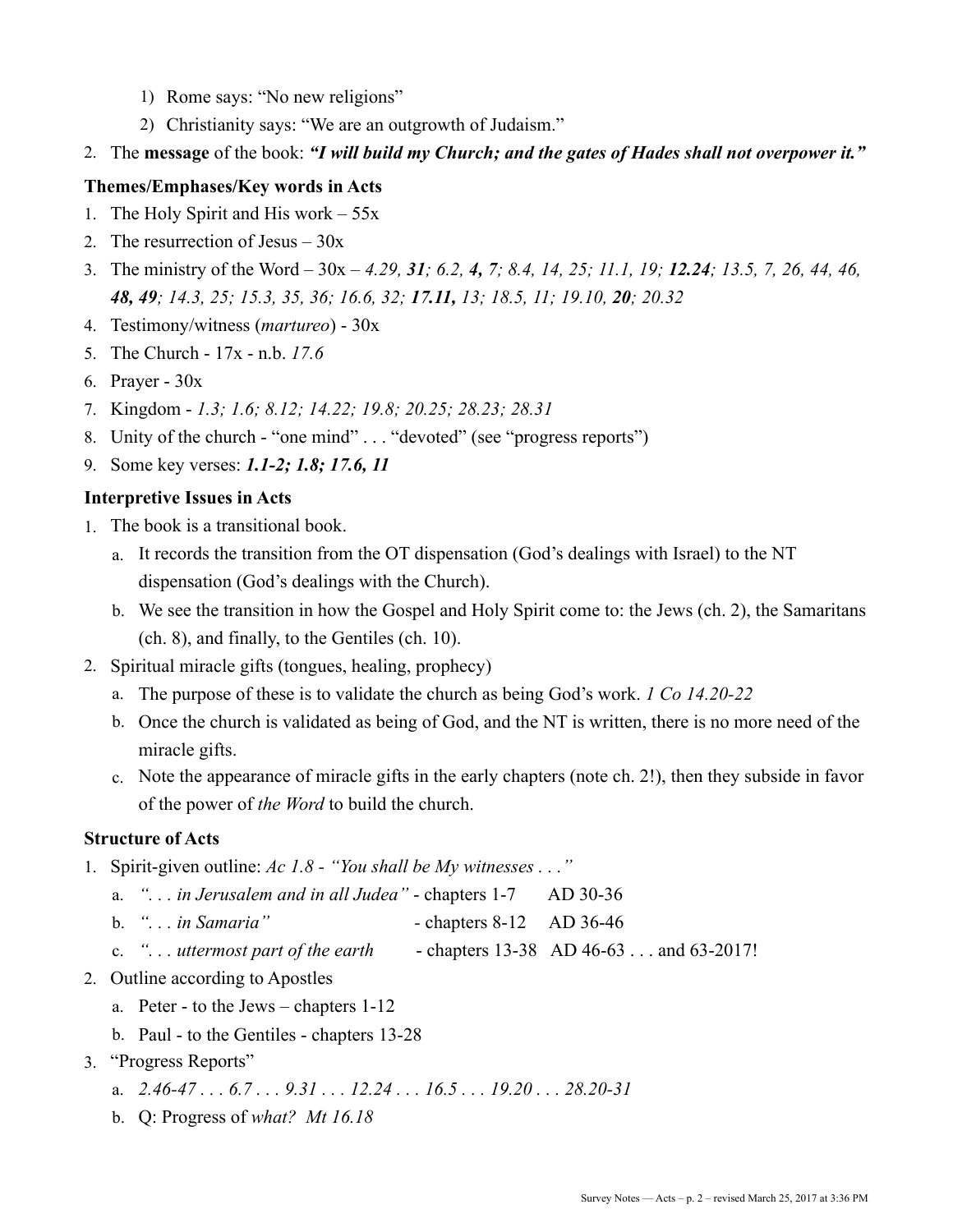1) Rome says: "No new religions"
2) Christianity says: "We are an outgrowth of Judaism."

2. The **message** of the book: ***"I will build my Church; and the gates of Hades shall not overpower it."***

### Themes/Emphases/Key words in Acts

1. The Holy Spirit and His work – 55x
2. The resurrection of Jesus – 30x
3. The ministry of the Word – 30x – *4.29,* ***31****; 6.2,* ***4,*** *7; 8.4, 14, 25; 11.1, 19;* ***12.24****; 13.5, 7, 26, 44, 46,* ***48, 49****; 14.3, 25; 15.3, 35, 36; 16.6, 32;* ***17.11,*** *13; 18.5, 11; 19.10,* ***20****; 20.32*
4. Testimony/witness (*martureo*) - 30x
5. The Church - 17x - n.b. *17.6*
6. Prayer - 30x
7. Kingdom - *1.3; 1.6; 8.12; 14.22; 19.8; 20.25; 28.23; 28.31*
8. Unity of the church - "one mind" . . . "devoted" (see "progress reports")
9. Some key verses: ***1.1-2; 1.8; 17.6, 11***

### Interpretive Issues in Acts

1. The book is a transitional book.
   a. It records the transition from the OT dispensation (God's dealings with Israel) to the NT dispensation (God's dealings with the Church).
   b. We see the transition in how the Gospel and Holy Spirit come to: the Jews (ch. 2), the Samaritans (ch. 8), and finally, to the Gentiles (ch. 10).
2. Spiritual miracle gifts (tongues, healing, prophecy)
   a. The purpose of these is to validate the church as being God's work. *1 Co 14.20-22*
   b. Once the church is validated as being of God, and the NT is written, there is no more need of the miracle gifts.
   c. Note the appearance of miracle gifts in the early chapters (note ch. 2!), then they subside in favor of the power of *the Word* to build the church.

### Structure of Acts

1. Spirit-given outline: *Ac 1.8 - "You shall be My witnesses . . ."*
   a. *". . . in Jerusalem and in all Judea"* - chapters 1-7 AD 30-36
   b. *". . . in Samaria"* - chapters 8-12 AD 36-46
   c. *". . . uttermost part of the earth* - chapters 13-38 AD 46-63 . . . and 63-2017!
2. Outline according to Apostles
   a. Peter - to the Jews – chapters 1-12
   b. Paul - to the Gentiles - chapters 13-28
3. "Progress Reports"
   a. *2.46-47 . . . 6.7 . . . 9.31 . . . 12.24 . . . 16.5 . . . 19.20 . . . 28.20-31*
   b. Q: Progress of *what? Mt 16.18*